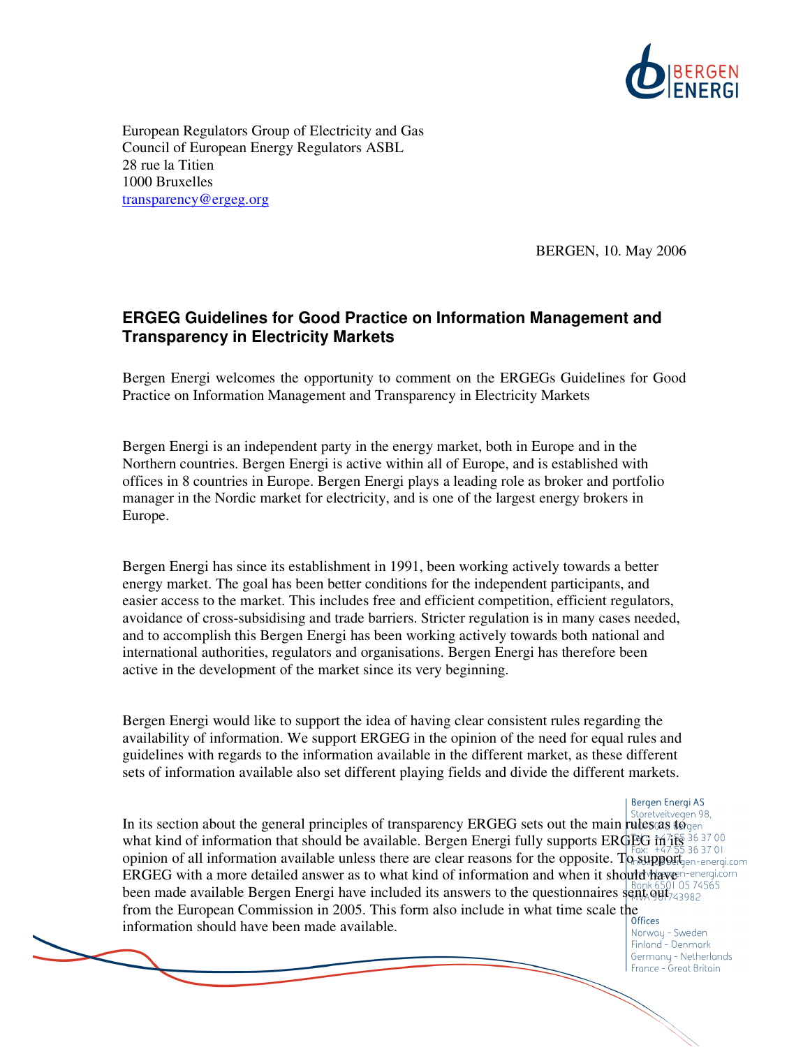European Regulators Group of Electricity and Gas
Council of European Energy Regulators ASBL
28 rue la Titien
1000 Bruxelles
transparency@ergeg.org

BERGEN, 10. May 2006

**ERGEG Guidelines for Good Practice on Information Management and Transparency in Electricity Markets**

Bergen Energi welcomes the opportunity to comment on the ERGEGs Guidelines for Good Practice on Information Management and Transparency in Electricity Markets

Bergen Energi is an independent party in the energy market, both in Europe and in the Northern countries. Bergen Energi is active within all of Europe, and is established with offices in 8 countries in Europe. Bergen Energi plays a leading role as broker and portfolio manager in the Nordic market for electricity, and is one of the largest energy brokers in Europe.

Bergen Energi has since its establishment in 1991, been working actively towards a better energy market. The goal has been better conditions for the independent participants, and easier access to the market. This includes free and efficient competition, efficient regulators, avoidance of cross-subsidising and trade barriers. Stricter regulation is in many cases needed, and to accomplish this Bergen Energi has been working actively towards both national and international authorities, regulators and organisations. Bergen Energi has therefore been active in the development of the market since its very beginning.

Bergen Energi would like to support the idea of having clear consistent rules regarding the availability of information. We support ERGEG in the opinion of the need for equal rules and guidelines with regards to the information available in the different market, as these different sets of information available also set different playing fields and divide the different markets.

In its section about the general principles of transparency ERGEG sets out the main rules as to what kind of information that should be available. Bergen Energi fully supports ERGEG in its opinion of all information available unless there are clear reasons for the opposite. To support ERGEG with a more detailed answer as to what kind of information and when it should have been made available Bergen Energi have included its answers to the questionnaires sent out from the European Commission in 2005. This form also include in what time scale the information should have been made available.

Bergen Energi AS
Storetveitvegen 98,
5072 Bergen
Tel: +47 55 36 37 00
Fax: +47 55 36 37 01
mail@bergen-energi.com
www.bergen-energi.com
Bank 6501 05 74565
MVA 961743982

Offices
Norway - Sweden
Finland - Denmark
Germany - Netherlands
France - Great Britain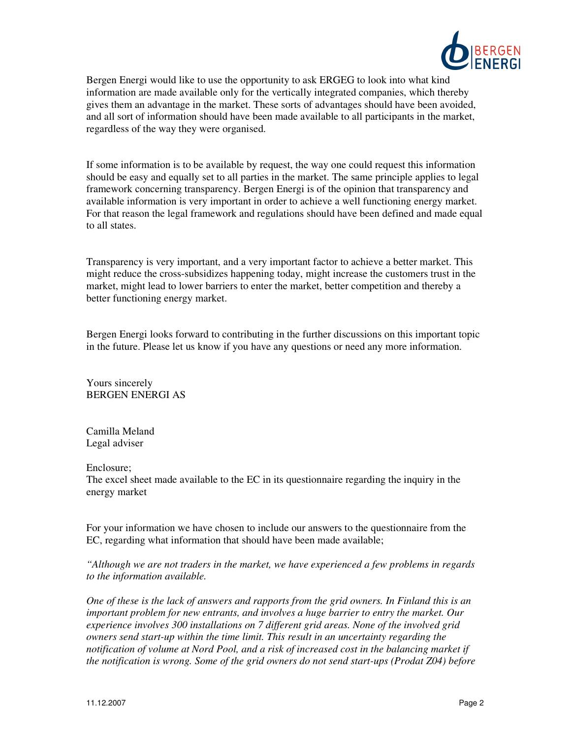Bergen Energi would like to use the opportunity to ask ERGEG to look into what kind information are made available only for the vertically integrated companies, which thereby gives them an advantage in the market. These sorts of advantages should have been avoided, and all sort of information should have been made available to all participants in the market, regardless of the way they were organised.

If some information is to be available by request, the way one could request this information should be easy and equally set to all parties in the market. The same principle applies to legal framework concerning transparency. Bergen Energi is of the opinion that transparency and available information is very important in order to achieve a well functioning energy market. For that reason the legal framework and regulations should have been defined and made equal to all states.

Transparency is very important, and a very important factor to achieve a better market. This might reduce the cross-subsidizes happening today, might increase the customers trust in the market, might lead to lower barriers to enter the market, better competition and thereby a better functioning energy market.

Bergen Energi looks forward to contributing in the further discussions on this important topic in the future. Please let us know if you have any questions or need any more information.

Yours sincerely
BERGEN ENERGI AS

Camilla Meland
Legal adviser

Enclosure;
The excel sheet made available to the EC in its questionnaire regarding the inquiry in the energy market

For your information we have chosen to include our answers to the questionnaire from the EC, regarding what information that should have been made available;

*"Although we are not traders in the market, we have experienced a few problems in regards to the information available.*

*One of these is the lack of answers and rapports from the grid owners. In Finland this is an important problem for new entrants, and involves a huge barrier to entry the market. Our experience involves 300 installations on 7 different grid areas. None of the involved grid owners send start-up within the time limit. This result in an uncertainty regarding the notification of volume at Nord Pool, and a risk of increased cost in the balancing market if the notification is wrong. Some of the grid owners do not send start-ups (Prodat Z04) before*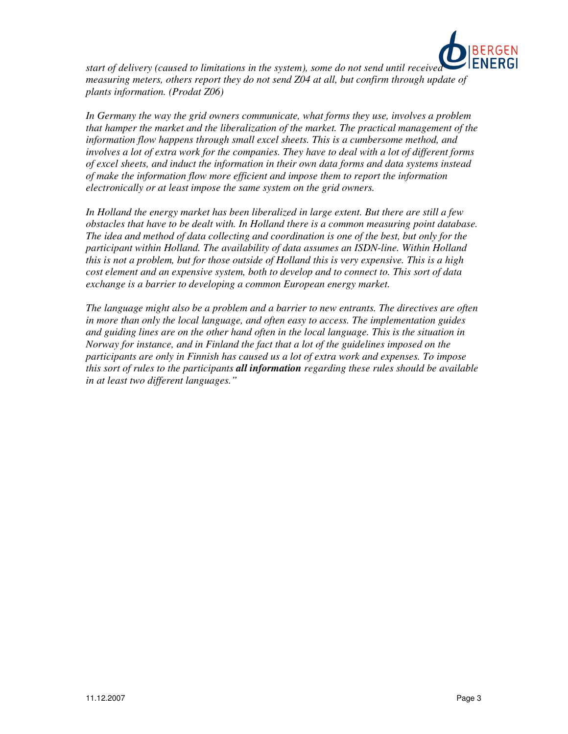*start of delivery (caused to limitations in the system), some do not send until received measuring meters, others report they do not send Z04 at all, but confirm through update of plants information. (Prodat Z06)*

*In Germany the way the grid owners communicate, what forms they use, involves a problem that hamper the market and the liberalization of the market. The practical management of the information flow happens through small excel sheets. This is a cumbersome method, and involves a lot of extra work for the companies. They have to deal with a lot of different forms of excel sheets, and induct the information in their own data forms and data systems instead of make the information flow more efficient and impose them to report the information electronically or at least impose the same system on the grid owners.*

*In Holland the energy market has been liberalized in large extent. But there are still a few obstacles that have to be dealt with. In Holland there is a common measuring point database. The idea and method of data collecting and coordination is one of the best, but only for the participant within Holland. The availability of data assumes an ISDN-line. Within Holland this is not a problem, but for those outside of Holland this is very expensive. This is a high cost element and an expensive system, both to develop and to connect to. This sort of data exchange is a barrier to developing a common European energy market.*

*The language might also be a problem and a barrier to new entrants. The directives are often in more than only the local language, and often easy to access. The implementation guides and guiding lines are on the other hand often in the local language. This is the situation in Norway for instance, and in Finland the fact that a lot of the guidelines imposed on the participants are only in Finnish has caused us a lot of extra work and expenses. To impose this sort of rules to the participants* ***all information*** *regarding these rules should be available in at least two different languages."*